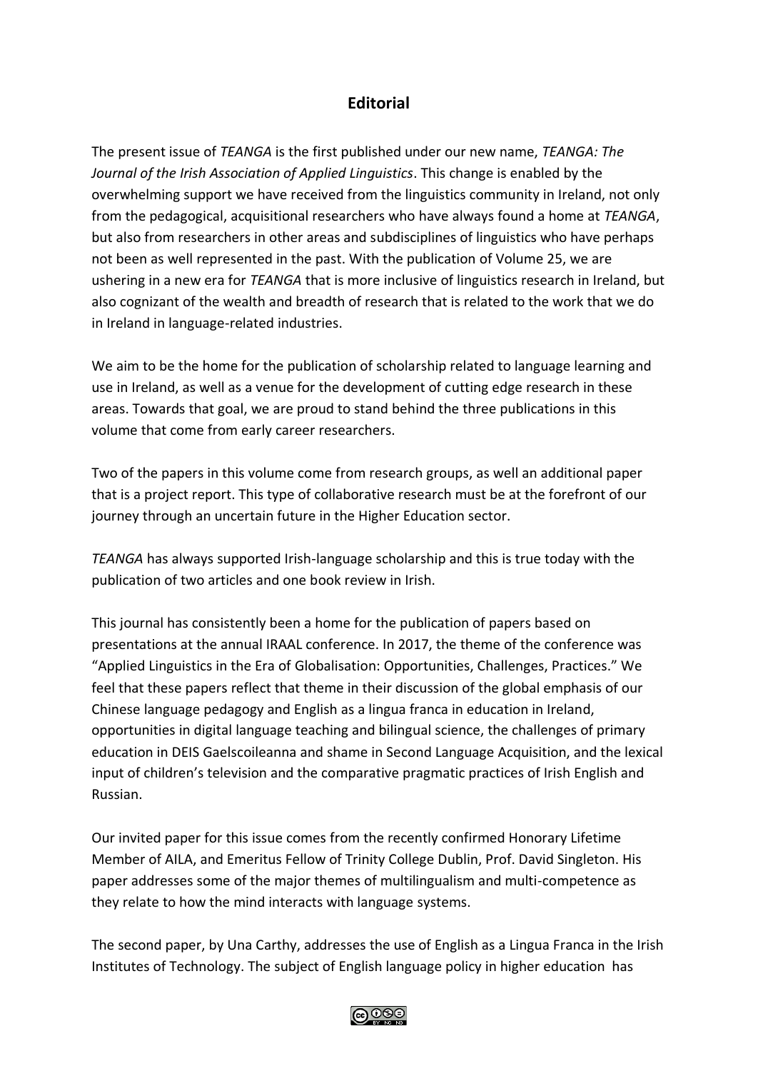## Editorial

The present issue of *TEANGA* is the first published under our new name, *TEANGA: The Journal of the Irish Association of Applied Linguistics*. This change is enabled by the overwhelming support we have received from the linguistics community in Ireland, not only from the pedagogical, acquisitional researchers who have always found a home at *TEANGA*, but also from researchers in other areas and subdisciplines of linguistics who have perhaps not been as well represented in the past. With the publication of Volume 25, we are ushering in a new era for *TEANGA* that is more inclusive of linguistics research in Ireland, but also cognizant of the wealth and breadth of research that is related to the work that we do in Ireland in language-related industries.

We aim to be the home for the publication of scholarship related to language learning and use in Ireland, as well as a venue for the development of cutting edge research in these areas. Towards that goal, we are proud to stand behind the three publications in this volume that come from early career researchers.

Two of the papers in this volume come from research groups, as well an additional paper that is a project report. This type of collaborative research must be at the forefront of our journey through an uncertain future in the Higher Education sector.

*TEANGA* has always supported Irish-language scholarship and this is true today with the publication of two articles and one book review in Irish.

This journal has consistently been a home for the publication of papers based on presentations at the annual IRAAL conference. In 2017, the theme of the conference was "Applied Linguistics in the Era of Globalisation: Opportunities, Challenges, Practices." We feel that these papers reflect that theme in their discussion of the global emphasis of our Chinese language pedagogy and English as a lingua franca in education in Ireland, opportunities in digital language teaching and bilingual science, the challenges of primary education in DEIS Gaelscoileanna and shame in Second Language Acquisition, and the lexical input of children's television and the comparative pragmatic practices of Irish English and Russian.

Our invited paper for this issue comes from the recently confirmed Honorary Lifetime Member of AILA, and Emeritus Fellow of Trinity College Dublin, Prof. David Singleton. His paper addresses some of the major themes of multilingualism and multi-competence as they relate to how the mind interacts with language systems.

The second paper, by Una Carthy, addresses the use of English as a Lingua Franca in the Irish Institutes of Technology. The subject of English language policy in higher education has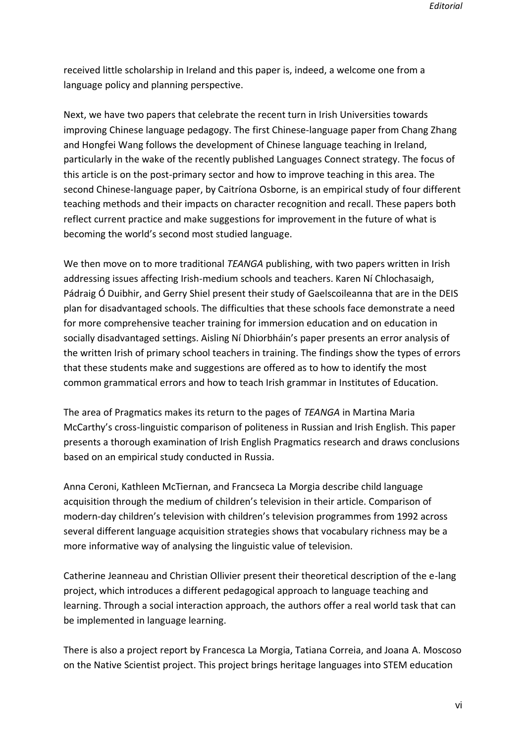received little scholarship in Ireland and this paper is, indeed, a welcome one from a language policy and planning perspective.

Next, we have two papers that celebrate the recent turn in Irish Universities towards improving Chinese language pedagogy. The first Chinese-language paper from Chang Zhang and Hongfei Wang follows the development of Chinese language teaching in Ireland, particularly in the wake of the recently published Languages Connect strategy. The focus of this article is on the post-primary sector and how to improve teaching in this area. The second Chinese-language paper, by Caitríona Osborne, is an empirical study of four different teaching methods and their impacts on character recognition and recall. These papers both reflect current practice and make suggestions for improvement in the future of what is becoming the world's second most studied language.

We then move on to more traditional *TEANGA* publishing, with two papers written in Irish addressing issues affecting Irish-medium schools and teachers. Karen Ní Chlochasaigh, Pádraig Ó Duibhir, and Gerry Shiel present their study of Gaelscoileanna that are in the DEIS plan for disadvantaged schools. The difficulties that these schools face demonstrate a need for more comprehensive teacher training for immersion education and on education in socially disadvantaged settings. Aisling Ní Dhiorbháin's paper presents an error analysis of the written Irish of primary school teachers in training. The findings show the types of errors that these students make and suggestions are offered as to how to identify the most common grammatical errors and how to teach Irish grammar in Institutes of Education.

The area of Pragmatics makes its return to the pages of *TEANGA* in Martina Maria McCarthy's cross-linguistic comparison of politeness in Russian and Irish English. This paper presents a thorough examination of Irish English Pragmatics research and draws conclusions based on an empirical study conducted in Russia.

Anna Ceroni, Kathleen McTiernan, and Francseca La Morgia describe child language acquisition through the medium of children's television in their article. Comparison of modern-day children's television with children's television programmes from 1992 across several different language acquisition strategies shows that vocabulary richness may be a more informative way of analysing the linguistic value of television.

Catherine Jeanneau and Christian Ollivier present their theoretical description of the e-lang project, which introduces a different pedagogical approach to language teaching and learning. Through a social interaction approach, the authors offer a real world task that can be implemented in language learning.

There is also a project report by Francesca La Morgia, Tatiana Correia, and Joana A. Moscoso on the Native Scientist project. This project brings heritage languages into STEM education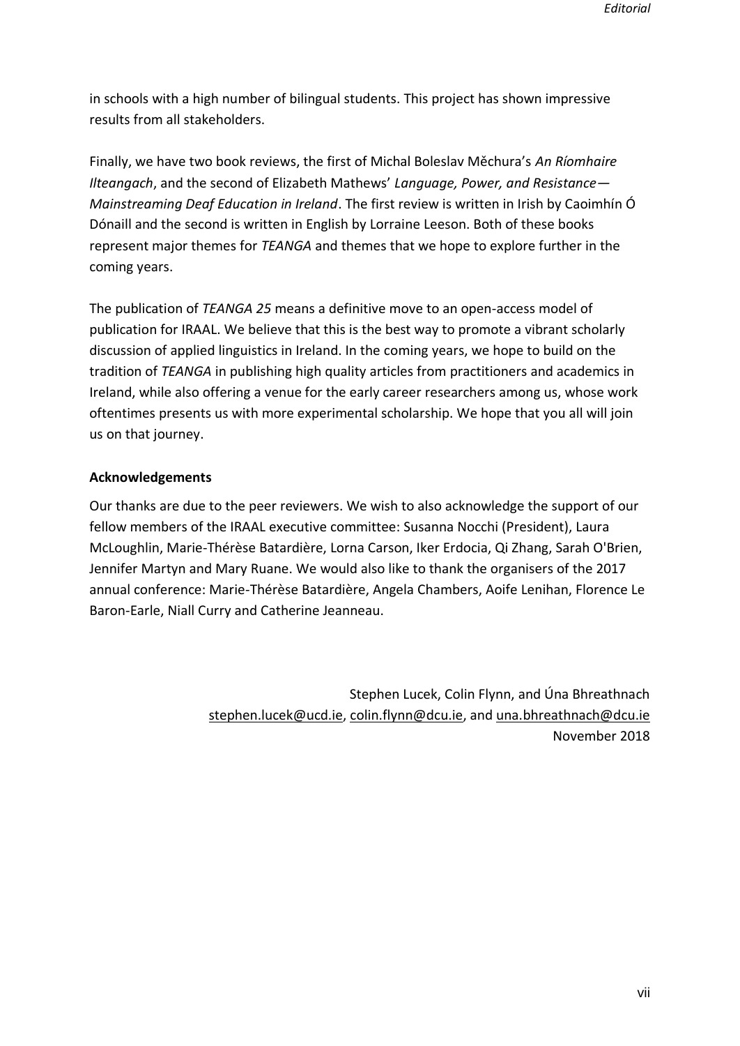in schools with a high number of bilingual students. This project has shown impressive results from all stakeholders.

Finally, we have two book reviews, the first of Michal Boleslav Měchura's *An Ríomhaire Ilteangach*, and the second of Elizabeth Mathews' *Language, Power, and Resistance—Mainstreaming Deaf Education in Ireland*. The first review is written in Irish by Caoimhín Ó Dónaill and the second is written in English by Lorraine Leeson. Both of these books represent major themes for *TEANGA* and themes that we hope to explore further in the coming years.

The publication of *TEANGA 25* means a definitive move to an open-access model of publication for IRAAL. We believe that this is the best way to promote a vibrant scholarly discussion of applied linguistics in Ireland. In the coming years, we hope to build on the tradition of *TEANGA* in publishing high quality articles from practitioners and academics in Ireland, while also offering a venue for the early career researchers among us, whose work oftentimes presents us with more experimental scholarship. We hope that you all will join us on that journey.

**Acknowledgements**

Our thanks are due to the peer reviewers. We wish to also acknowledge the support of our fellow members of the IRAAL executive committee: Susanna Nocchi (President), Laura McLoughlin, Marie-Thérèse Batardière, Lorna Carson, Iker Erdocia, Qi Zhang, Sarah O'Brien, Jennifer Martyn and Mary Ruane. We would also like to thank the organisers of the 2017 annual conference: Marie-Thérèse Batardière, Angela Chambers, Aoife Lenihan, Florence Le Baron-Earle, Niall Curry and Catherine Jeanneau.

Stephen Lucek, Colin Flynn, and Úna Bhreathnach
stephen.lucek@ucd.ie, colin.flynn@dcu.ie, and una.bhreathnach@dcu.ie
November 2018